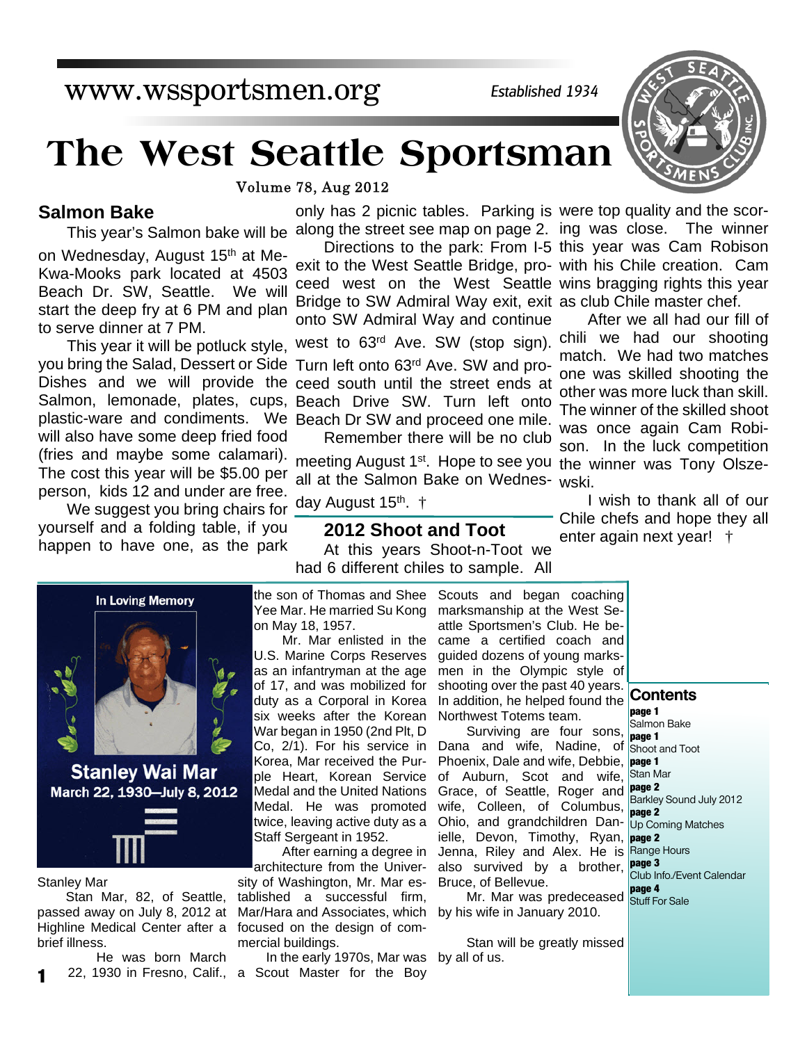www.wssportsmen.org

*Established 1934*

# The West Seattle Sportsman

Volume 78, Aug 2012

## Salmon Bake

This year's Salmon bake will be on Wednesday, August 15th at Me-Kwa-Mooks park located at 4503 Beach Dr. SW, Seattle. We will start the deep fry at 6 PM and plan to serve dinner at 7 PM.

This year it will be potluck style, you bring the Salad, Dessert or Side Dishes and we will provide the Salmon, lemonade, plates, cups, plastic-ware and condiments. We will also have some deep fried food (fries and maybe some calamari). The cost this year will be $5.00 per person, kids 12 and under are free.

We suggest you bring chairs for yourself and a folding table, if you happen to have one, as the park only has 2 picnic tables. Parking is along the street see map on page 2.

Directions to the park: From I-5 exit to the West Seattle Bridge, proceed west on the West Seattle Bridge to SW Admiral Way exit, exit onto SW Admiral Way and continue west to 63rd Ave. SW (stop sign). Turn left onto 63rd Ave. SW and proceed south until the street ends at Beach Drive SW. Turn left onto Beach Dr SW and proceed one mile.

Remember there will be no club meeting August 1st. Hope to see you all at the Salmon Bake on Wednesday August 15th. †

## 2012 Shoot and Toot

At this years Shoot-n-Toot we had 6 different chiles to sample. All were top quality and the scoring was close. The winner this year was Cam Robison with his Chile creation. Cam wins bragging rights this year as club Chile master chef.

After we all had our fill of chili we had our shooting match. We had two matches one was skilled shooting the other was more luck than skill. The winner of the skilled shoot was once again Cam Robison. In the luck competition the winner was Tony Olszewski.

I wish to thank all of our Chile chefs and hope they all enter again next year! †

In Loving Memory

**Stanley Wai Mar**
March 22, 1930–July 8, 2012

Stanley Mar

Stan Mar, 82, of Seattle, passed away on July 8, 2012 at Highline Medical Center after a brief illness.

He was born March 22, 1930 in Fresno, Calif., the son of Thomas and Shee Yee Mar. He married Su Kong on May 18, 1957.

Mr. Mar enlisted in the U.S. Marine Corps Reserves as an infantryman at the age of 17, and was mobilized for duty as a Corporal in Korea six weeks after the Korean War began in 1950 (2nd Plt, D Co, 2/1). For his service in Korea, Mar received the Purple Heart, Korean Service Medal and the United Nations Medal. He was promoted twice, leaving active duty as a Staff Sergeant in 1952.

After earning a degree in architecture from the University of Washington, Mr. Mar established a successful firm, Mar/Hara and Associates, which focused on the design of commercial buildings.

In the early 1970s, Mar was a Scout Master for the Boy Scouts and began coaching marksmanship at the West Seattle Sportsmen's Club. He became a certified coach and guided dozens of young marksmen in the Olympic style of shooting over the past 40 years. In addition, he helped found the Northwest Totems team.

Surviving are four sons, Dana and wife, Nadine, of Phoenix, Dale and wife, Debbie, of Auburn, Scot and wife, Grace, of Seattle, Roger and wife, Colleen, of Columbus, Ohio, and grandchildren Danielle, Devon, Timothy, Ryan, Jenna, Riley and Alex. He is also survived by a brother, Bruce, of Bellevue.

Mr. Mar was predeceased by his wife in January 2010.

Stan will be greatly missed by all of us.

### Contents

- **page 1** Salmon Bake
- **page 1** Shoot and Toot
- **page 1** Stan Mar
- **page 2** Barkley Sound July 2012
- **page 2** Up Coming Matches
- **page 2** Range Hours
- **page 3** Club Info./Event Calendar
- **page 4** Stuff For Sale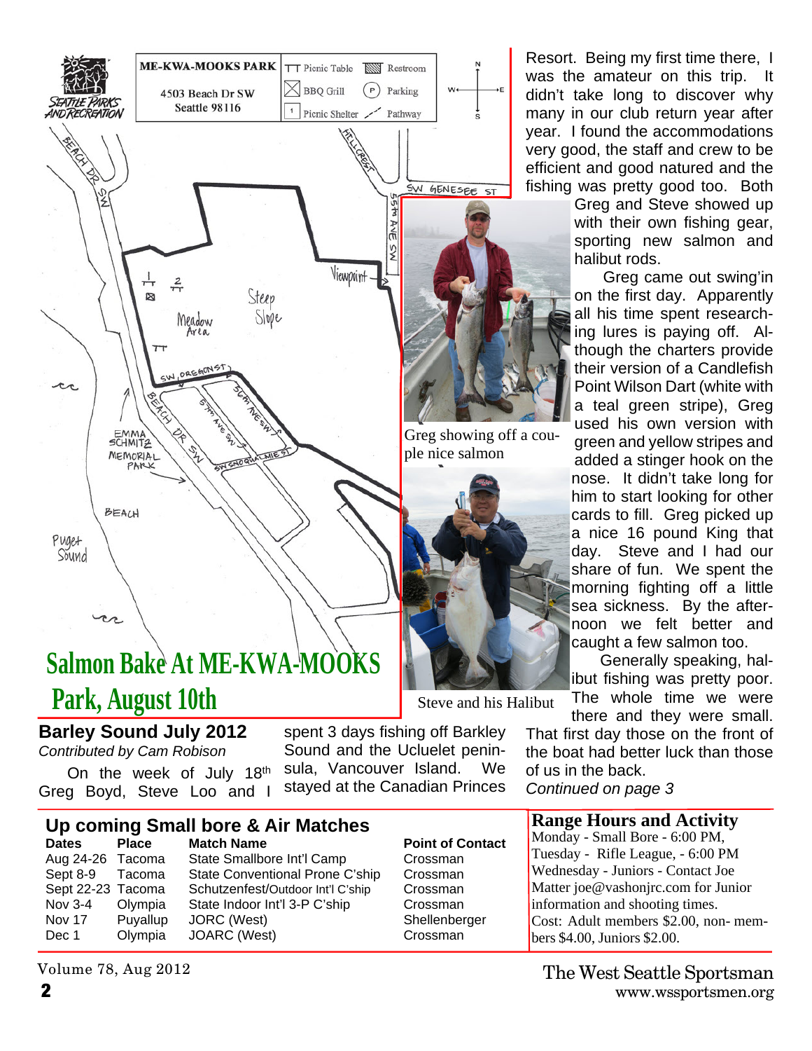## Salmon Bake At ME-KWA-MOOKS Park, August 10th

ME-KWA-MOOKS PARK
4503 Beach Dr SW
Seattle 98116

Picnic Table · Restroom · BBQ Grill · Parking · Picnic Shelter · Pathway

## Barley Sound July 2012

*Contributed by Cam Robison*

On the week of July 18th Greg Boyd, Steve Loo and I spent 3 days fishing off Barkley Sound and the Ucluelet peninsula, Vancouver Island. We stayed at the Canadian Princes Resort. Being my first time there, I was the amateur on this trip. It didn't take long to discover why many in our club return year after year. I found the accommodations very good, the staff and crew to be efficient and good natured and the fishing was pretty good too. Both Greg and Steve showed up with their own fishing gear, sporting new salmon and halibut rods.

Greg showing off a couple nice salmon

Greg came out swing'in on the first day. Apparently all his time spent researching lures is paying off. Although the charters provide their version of a Candlefish Point Wilson Dart (white with a teal green stripe), Greg used his own version with green and yellow stripes and added a stinger hook on the nose. It didn't take long for him to start looking for other cards to fill. Greg picked up a nice 16 pound King that day. Steve and I had our share of fun. We spent the morning fighting off a little sea sickness. By the afternoon we felt better and caught a few salmon too.

Steve and his Halibut

Generally speaking, halibut fishing was pretty poor. The whole time we were there and they were small. That first day those on the front of the boat had better luck than those of us in the back.

*Continued on page 3*

## Up coming Small bore & Air Matches

| Dates | Place | Match Name | Point of Contact |
|---|---|---|---|
| Aug 24-26 | Tacoma | State Smallbore Int'l Camp | Crossman |
| Sept 8-9 | Tacoma | State Conventional Prone C'ship | Crossman |
| Sept 22-23 | Tacoma | Schutzenfest/Outdoor Int'l C'ship | Crossman |
| Nov 3-4 | Olympia | State Indoor Int'l 3-P C'ship | Crossman |
| Nov 17 | Puyallup | JORC (West) | Shellenberger |
| Dec 1 | Olympia | JOARC (West) | Crossman |

## Range Hours and Activity

Monday - Small Bore - 6:00 PM,
Tuesday - Rifle League, - 6:00 PM
Wednesday - Juniors - Contact Joe Matter joe@vashonjrc.com for Junior information and shooting times.
Cost: Adult members $2.00, non- members $4.00, Juniors $2.00.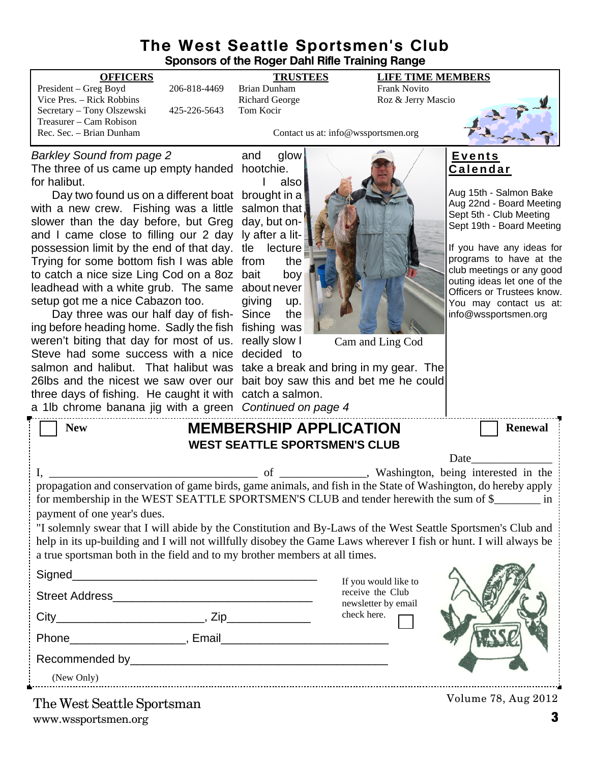# The West Seattle Sportsmen's Club

**Sponsors of the Roger Dahl Rifle Training Range**

| OFFICERS | | TRUSTEES | LIFE TIME MEMBERS |
|---|---|---|---|
| President – Greg Boyd | 206-818-4469 | Brian Dunham | Frank Novito |
| Vice Pres. – Rick Robbins | | Richard George | Roz & Jerry Mascio |
| Secretary – Tony Olszewski | 425-226-5643 | Tom Kocir | |
| Treasurer – Cam Robison | | | |
| Rec. Sec. – Brian Dunham | | | |

Contact us at: info@wssportsmen.org

*Barkley Sound from page 2*

The three of us came up empty handed for halibut.

Day two found us on a different boat with a new crew. Fishing was a little slower than the day before, but Greg and I came close to filling our 2 day possession limit by the end of that day. Trying for some bottom fish I was able to catch a nice size Ling Cod on a 8oz leadhead with a white grub. The same setup got me a nice Cabazon too.

Day three was our half day of fishing before heading home. Sadly the fish weren't biting that day for most of us. Steve had some success with a nice salmon and halibut. That halibut was 26lbs and the nicest we saw over our three days of fishing. He caught it with a 1lb chrome banana jig with a green and glow hootchie.

I also brought in a salmon that day, but only after a little lecture from the bait boy about never giving up. Since the fishing was really slow I decided to take a break and bring in my gear. The bait boy saw this and bet me he could catch a salmon.

*Continued on page 4*

Cam and Ling Cod

## Events Calendar

Aug 15th - Salmon Bake
Aug 22nd - Board Meeting
Sept 5th - Club Meeting
Sept 19th - Board Meeting

If you have any ideas for programs to have at the club meetings or any good outing ideas let one of the Officers or Trustees know. You may contact us at: info@wssportsmen.org

---

☐ **New** ☐ **Renewal**

## MEMBERSHIP APPLICATION

**WEST SEATTLE SPORTSMEN'S CLUB**

Date______________

I, ____________________________________ of _______________, Washington, being interested in the propagation and conservation of game birds, game animals, and fish in the State of Washington, do hereby apply for membership in the WEST SEATTLE SPORTSMEN'S CLUB and tender herewith the sum of $________ in payment of one year's dues.

"I solemnly swear that I will abide by the Constitution and By-Laws of the West Seattle Sportsmen's Club and help in its up-building and I will not willfully disobey the Game Laws wherever I fish or hunt. I will always be a true sportsman both in the field and to my brother members at all times.

Signed_______________________________________

Street Address________________________________

City______________________, Zip_____________

Phone__________________, Email__________________________

Recommended by________________________________________

(New Only)

If you would like to receive the Club newsletter by email check here. ☐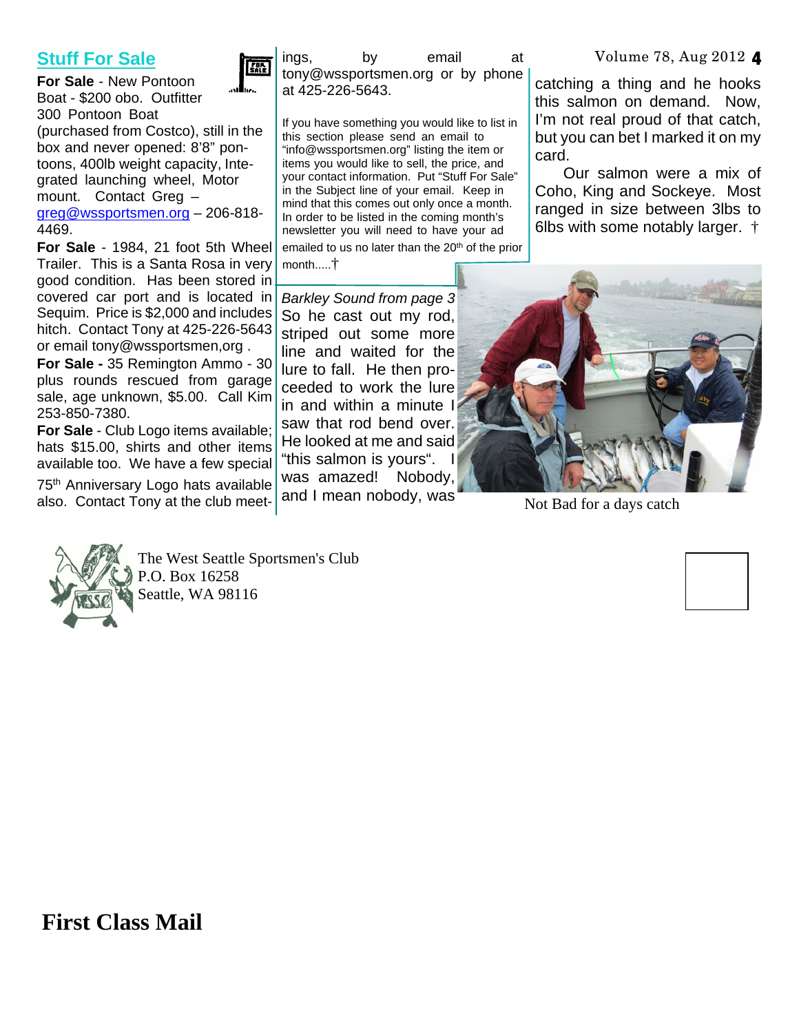## Stuff For Sale

**For Sale** - New Pontoon Boat - $200 obo. Outfitter 300 Pontoon Boat (purchased from Costco), still in the box and never opened: 8'8" pontoons, 400lb weight capacity, Integrated launching wheel, Motor mount. Contact Greg – greg@wssportsmen.org – 206-818-4469.

**For Sale** - 1984, 21 foot 5th Wheel Trailer. This is a Santa Rosa in very good condition. Has been stored in covered car port and is located in Sequim. Price is $2,000 and includes hitch. Contact Tony at 425-226-5643 or email tony@wssportsmen,org .

**For Sale -** 35 Remington Ammo - 30 plus rounds rescued from garage sale, age unknown, $5.00. Call Kim 253-850-7380.

**For Sale** - Club Logo items available; hats $15.00, shirts and other items available too. We have a few special 75th Anniversary Logo hats available also. Contact Tony at the club meetings, by email at tony@wssportsmen.org or by phone at 425-226-5643.

If you have something you would like to list in this section please send an email to "info@wssportsmen.org" listing the item or items you would like to sell, the price, and your contact information. Put "Stuff For Sale" in the Subject line of your email. Keep in mind that this comes out only once a month. In order to be listed in the coming month's newsletter you will need to have your ad emailed to us no later than the 20th of the prior month.....†

*Barkley Sound from page 3*

So he cast out my rod, striped out some more line and waited for the lure to fall. He then proceeded to work the lure in and within a minute I saw that rod bend over. He looked at me and said "this salmon is yours". I was amazed! Nobody, and I mean nobody, was catching a thing and he hooks this salmon on demand. Now, I'm not real proud of that catch, but you can bet I marked it on my card.

Our salmon were a mix of Coho, King and Sockeye. Most ranged in size between 3lbs to 6lbs with some notably larger. †

Not Bad for a days catch

The West Seattle Sportsmen's Club
P.O. Box 16258
Seattle, WA 98116

**First Class Mail**